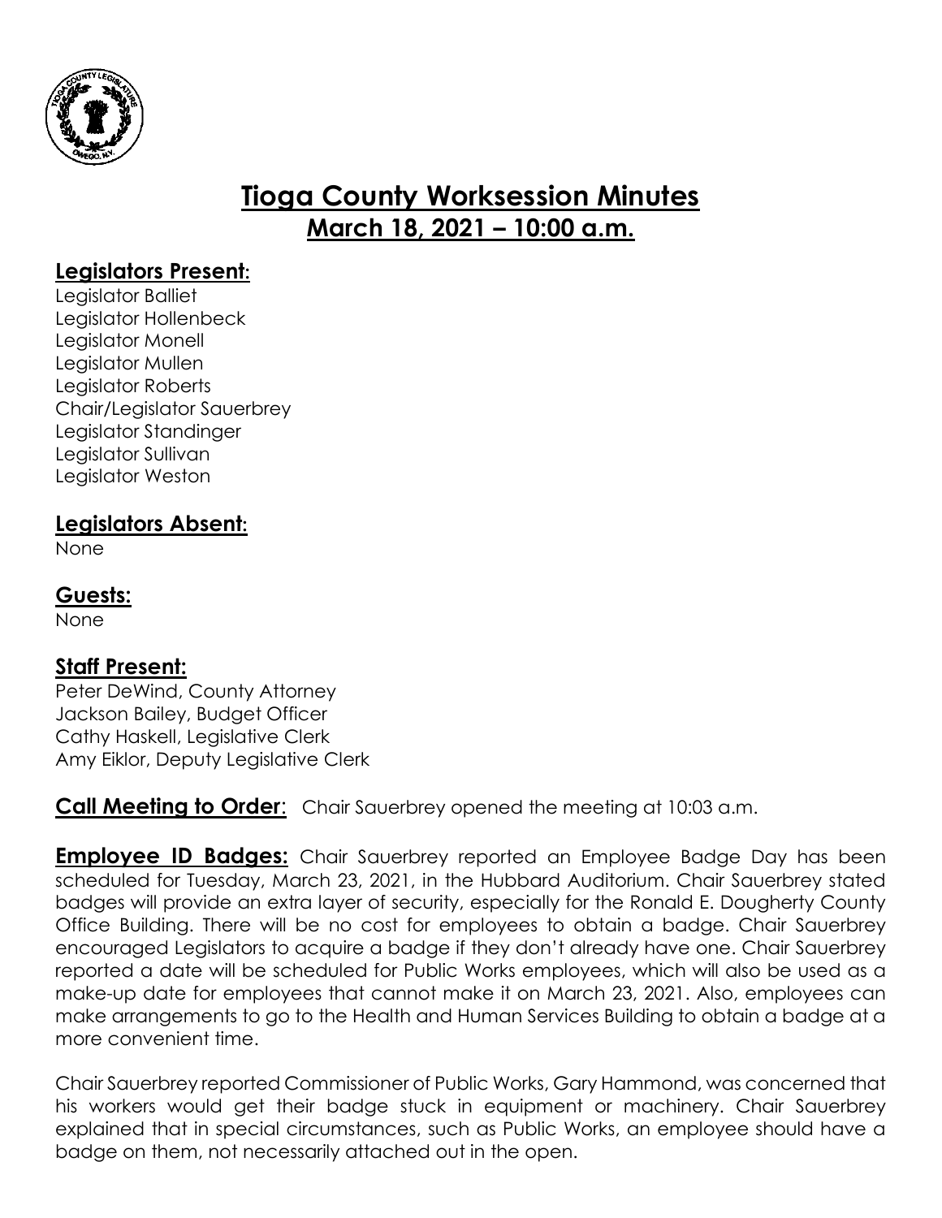# Tioga County Worksession Minutes
## March 18, 2021 – 10:00 a.m.

### Legislators Present:

Legislator Balliet
Legislator Hollenbeck
Legislator Monell
Legislator Mullen
Legislator Roberts
Chair/Legislator Sauerbrey
Legislator Standinger
Legislator Sullivan
Legislator Weston

### Legislators Absent:

None

### Guests:

None

### Staff Present:

Peter DeWind, County Attorney
Jackson Bailey, Budget Officer
Cathy Haskell, Legislative Clerk
Amy Eiklor, Deputy Legislative Clerk

**Call Meeting to Order**: Chair Sauerbrey opened the meeting at 10:03 a.m.

**Employee ID Badges:** Chair Sauerbrey reported an Employee Badge Day has been scheduled for Tuesday, March 23, 2021, in the Hubbard Auditorium. Chair Sauerbrey stated badges will provide an extra layer of security, especially for the Ronald E. Dougherty County Office Building. There will be no cost for employees to obtain a badge. Chair Sauerbrey encouraged Legislators to acquire a badge if they don't already have one. Chair Sauerbrey reported a date will be scheduled for Public Works employees, which will also be used as a make-up date for employees that cannot make it on March 23, 2021. Also, employees can make arrangements to go to the Health and Human Services Building to obtain a badge at a more convenient time.

Chair Sauerbrey reported Commissioner of Public Works, Gary Hammond, was concerned that his workers would get their badge stuck in equipment or machinery. Chair Sauerbrey explained that in special circumstances, such as Public Works, an employee should have a badge on them, not necessarily attached out in the open.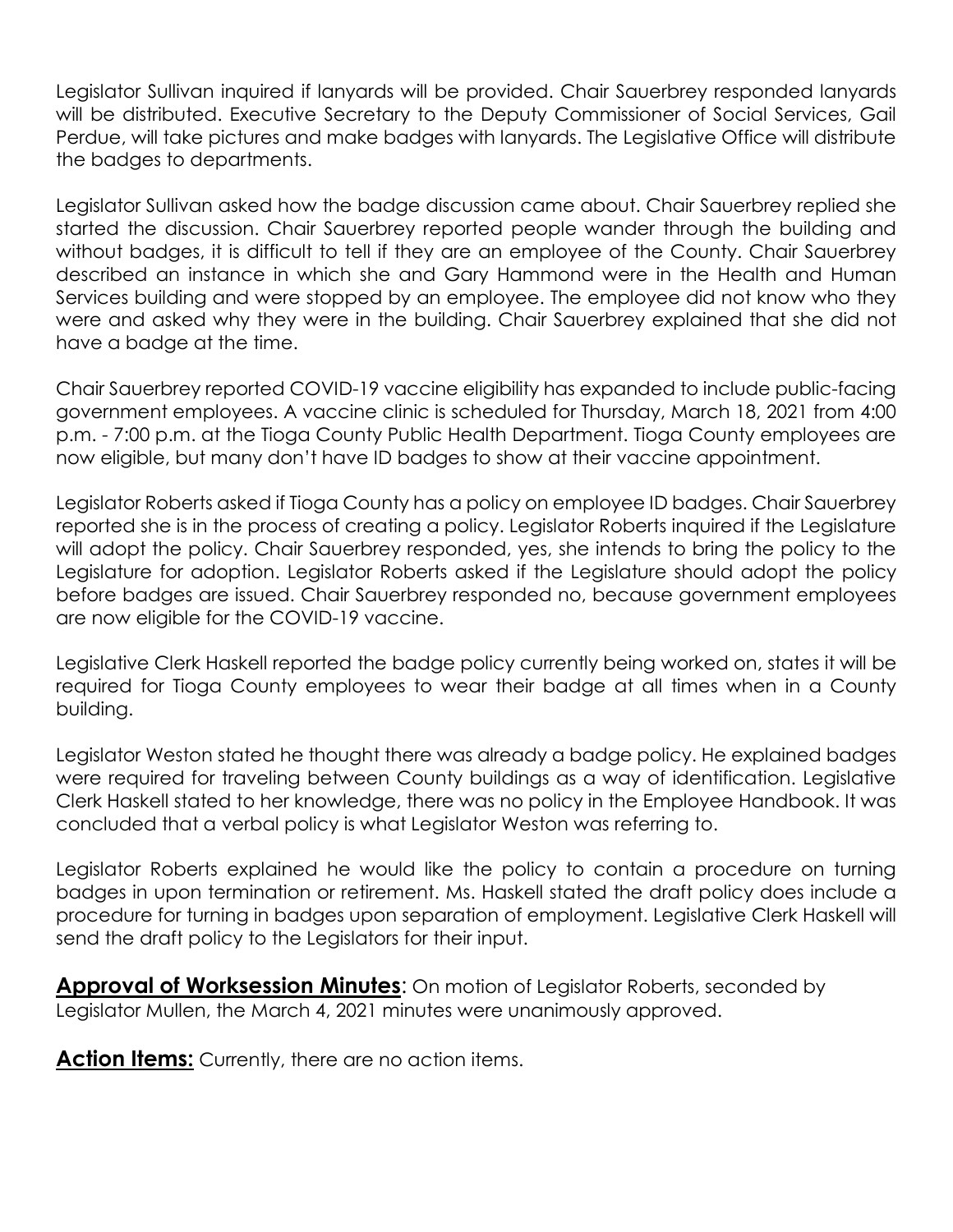Legislator Sullivan inquired if lanyards will be provided. Chair Sauerbrey responded lanyards will be distributed. Executive Secretary to the Deputy Commissioner of Social Services, Gail Perdue, will take pictures and make badges with lanyards. The Legislative Office will distribute the badges to departments.

Legislator Sullivan asked how the badge discussion came about. Chair Sauerbrey replied she started the discussion. Chair Sauerbrey reported people wander through the building and without badges, it is difficult to tell if they are an employee of the County. Chair Sauerbrey described an instance in which she and Gary Hammond were in the Health and Human Services building and were stopped by an employee. The employee did not know who they were and asked why they were in the building. Chair Sauerbrey explained that she did not have a badge at the time.

Chair Sauerbrey reported COVID-19 vaccine eligibility has expanded to include public-facing government employees. A vaccine clinic is scheduled for Thursday, March 18, 2021 from 4:00 p.m. - 7:00 p.m. at the Tioga County Public Health Department. Tioga County employees are now eligible, but many don't have ID badges to show at their vaccine appointment.

Legislator Roberts asked if Tioga County has a policy on employee ID badges. Chair Sauerbrey reported she is in the process of creating a policy. Legislator Roberts inquired if the Legislature will adopt the policy. Chair Sauerbrey responded, yes, she intends to bring the policy to the Legislature for adoption. Legislator Roberts asked if the Legislature should adopt the policy before badges are issued. Chair Sauerbrey responded no, because government employees are now eligible for the COVID-19 vaccine.

Legislative Clerk Haskell reported the badge policy currently being worked on, states it will be required for Tioga County employees to wear their badge at all times when in a County building.

Legislator Weston stated he thought there was already a badge policy. He explained badges were required for traveling between County buildings as a way of identification. Legislative Clerk Haskell stated to her knowledge, there was no policy in the Employee Handbook. It was concluded that a verbal policy is what Legislator Weston was referring to.

Legislator Roberts explained he would like the policy to contain a procedure on turning badges in upon termination or retirement. Ms. Haskell stated the draft policy does include a procedure for turning in badges upon separation of employment. Legislative Clerk Haskell will send the draft policy to the Legislators for their input.

**Approval of Worksession Minutes**: On motion of Legislator Roberts, seconded by Legislator Mullen, the March 4, 2021 minutes were unanimously approved.

**Action Items:** Currently, there are no action items.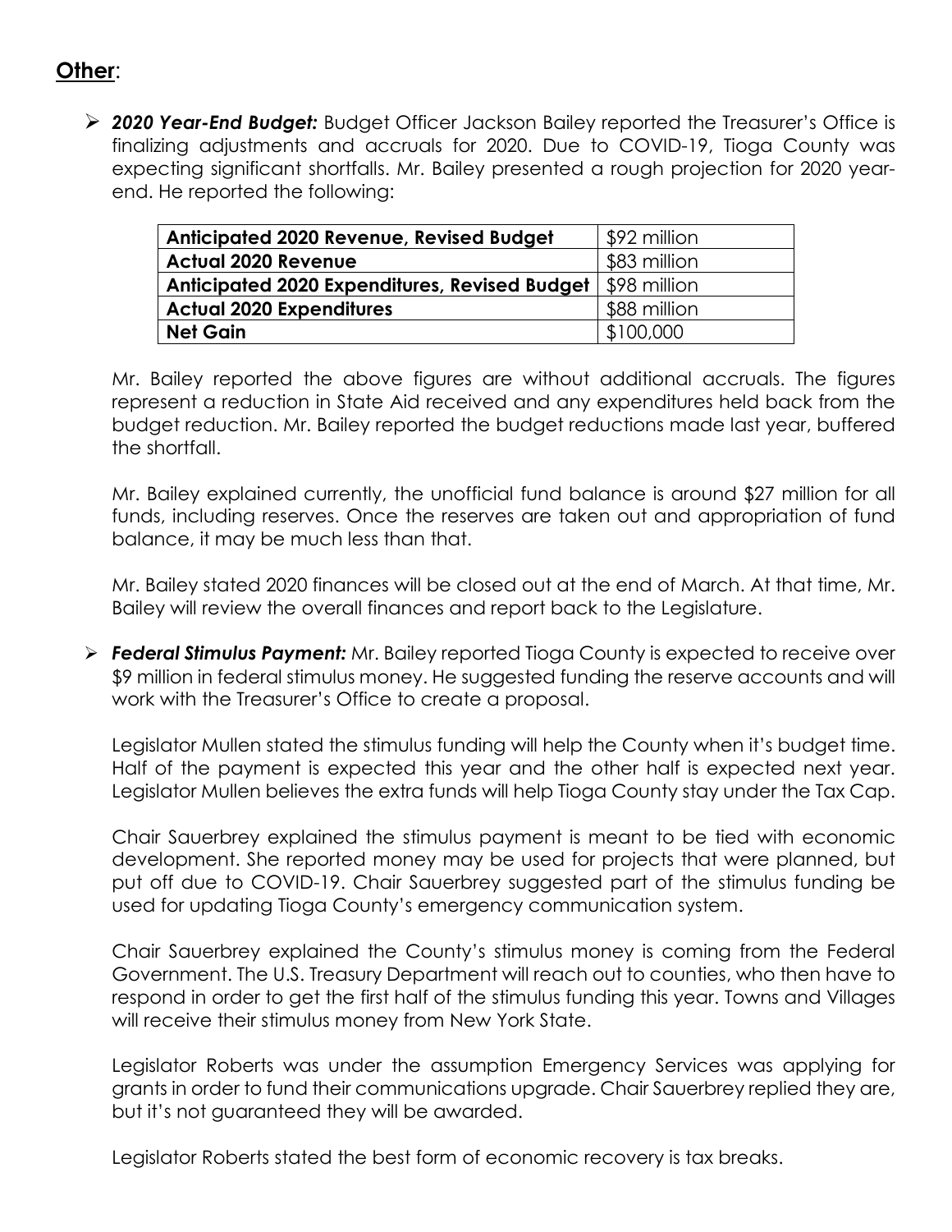## Other:

- ***2020 Year-End Budget:*** Budget Officer Jackson Bailey reported the Treasurer's Office is finalizing adjustments and accruals for 2020. Due to COVID-19, Tioga County was expecting significant shortfalls. Mr. Bailey presented a rough projection for 2020 year-end. He reported the following:

| | |
|---|---|
| **Anticipated 2020 Revenue, Revised Budget** | $92 million |
| **Actual 2020 Revenue** | $83 million |
| **Anticipated 2020 Expenditures, Revised Budget** | $98 million |
| **Actual 2020 Expenditures** | $88 million |
| **Net Gain** | $100,000 |

  Mr. Bailey reported the above figures are without additional accruals. The figures represent a reduction in State Aid received and any expenditures held back from the budget reduction. Mr. Bailey reported the budget reductions made last year, buffered the shortfall.

  Mr. Bailey explained currently, the unofficial fund balance is around $27 million for all funds, including reserves. Once the reserves are taken out and appropriation of fund balance, it may be much less than that.

  Mr. Bailey stated 2020 finances will be closed out at the end of March. At that time, Mr. Bailey will review the overall finances and report back to the Legislature.

- ***Federal Stimulus Payment:*** Mr. Bailey reported Tioga County is expected to receive over $9 million in federal stimulus money. He suggested funding the reserve accounts and will work with the Treasurer's Office to create a proposal.

  Legislator Mullen stated the stimulus funding will help the County when it's budget time. Half of the payment is expected this year and the other half is expected next year. Legislator Mullen believes the extra funds will help Tioga County stay under the Tax Cap.

  Chair Sauerbrey explained the stimulus payment is meant to be tied with economic development. She reported money may be used for projects that were planned, but put off due to COVID-19. Chair Sauerbrey suggested part of the stimulus funding be used for updating Tioga County's emergency communication system.

  Chair Sauerbrey explained the County's stimulus money is coming from the Federal Government. The U.S. Treasury Department will reach out to counties, who then have to respond in order to get the first half of the stimulus funding this year. Towns and Villages will receive their stimulus money from New York State.

  Legislator Roberts was under the assumption Emergency Services was applying for grants in order to fund their communications upgrade. Chair Sauerbrey replied they are, but it's not guaranteed they will be awarded.

  Legislator Roberts stated the best form of economic recovery is tax breaks.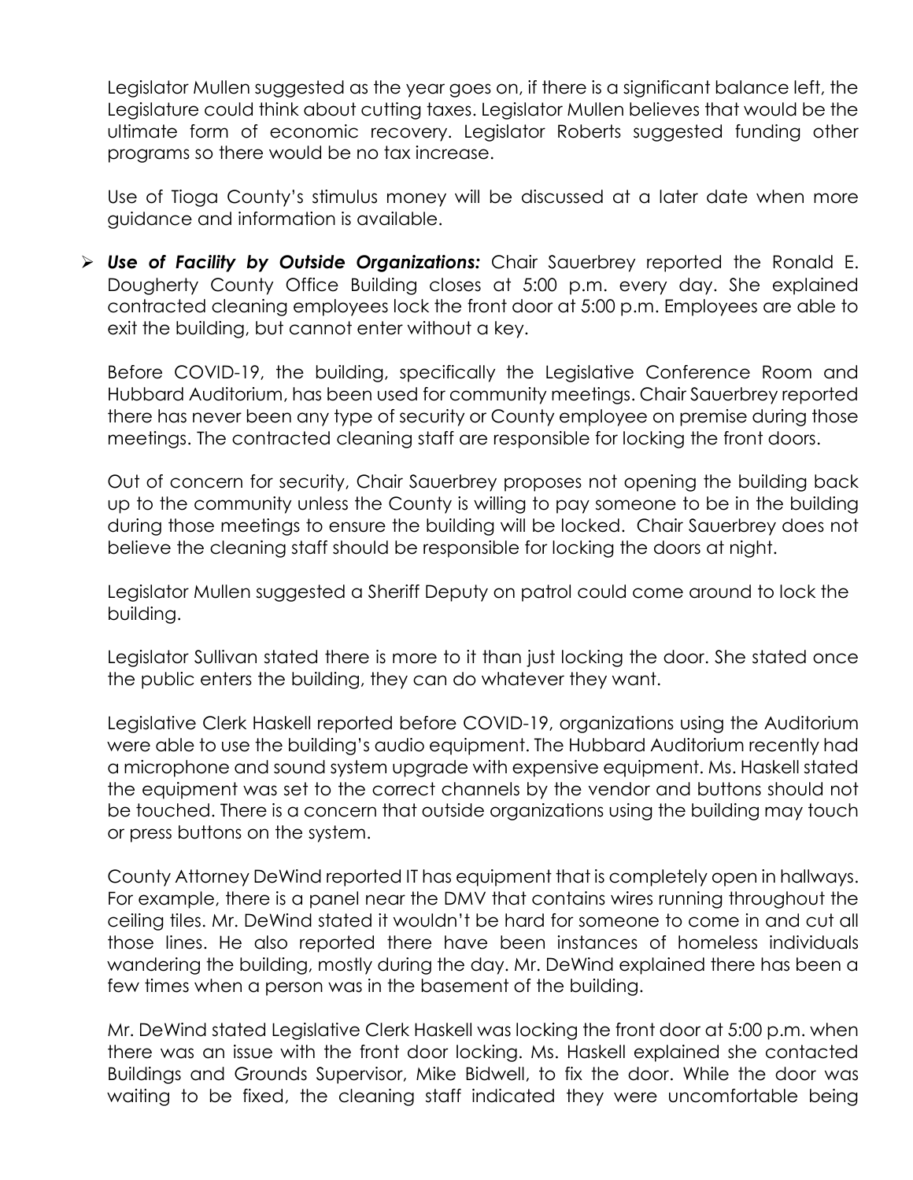Legislator Mullen suggested as the year goes on, if there is a significant balance left, the Legislature could think about cutting taxes. Legislator Mullen believes that would be the ultimate form of economic recovery. Legislator Roberts suggested funding other programs so there would be no tax increase.

Use of Tioga County's stimulus money will be discussed at a later date when more guidance and information is available.

- ***Use of Facility by Outside Organizations:*** Chair Sauerbrey reported the Ronald E. Dougherty County Office Building closes at 5:00 p.m. every day. She explained contracted cleaning employees lock the front door at 5:00 p.m. Employees are able to exit the building, but cannot enter without a key.

  Before COVID-19, the building, specifically the Legislative Conference Room and Hubbard Auditorium, has been used for community meetings. Chair Sauerbrey reported there has never been any type of security or County employee on premise during those meetings. The contracted cleaning staff are responsible for locking the front doors.

  Out of concern for security, Chair Sauerbrey proposes not opening the building back up to the community unless the County is willing to pay someone to be in the building during those meetings to ensure the building will be locked. Chair Sauerbrey does not believe the cleaning staff should be responsible for locking the doors at night.

  Legislator Mullen suggested a Sheriff Deputy on patrol could come around to lock the building.

  Legislator Sullivan stated there is more to it than just locking the door. She stated once the public enters the building, they can do whatever they want.

  Legislative Clerk Haskell reported before COVID-19, organizations using the Auditorium were able to use the building's audio equipment. The Hubbard Auditorium recently had a microphone and sound system upgrade with expensive equipment. Ms. Haskell stated the equipment was set to the correct channels by the vendor and buttons should not be touched. There is a concern that outside organizations using the building may touch or press buttons on the system.

  County Attorney DeWind reported IT has equipment that is completely open in hallways. For example, there is a panel near the DMV that contains wires running throughout the ceiling tiles. Mr. DeWind stated it wouldn't be hard for someone to come in and cut all those lines. He also reported there have been instances of homeless individuals wandering the building, mostly during the day. Mr. DeWind explained there has been a few times when a person was in the basement of the building.

  Mr. DeWind stated Legislative Clerk Haskell was locking the front door at 5:00 p.m. when there was an issue with the front door locking. Ms. Haskell explained she contacted Buildings and Grounds Supervisor, Mike Bidwell, to fix the door. While the door was waiting to be fixed, the cleaning staff indicated they were uncomfortable being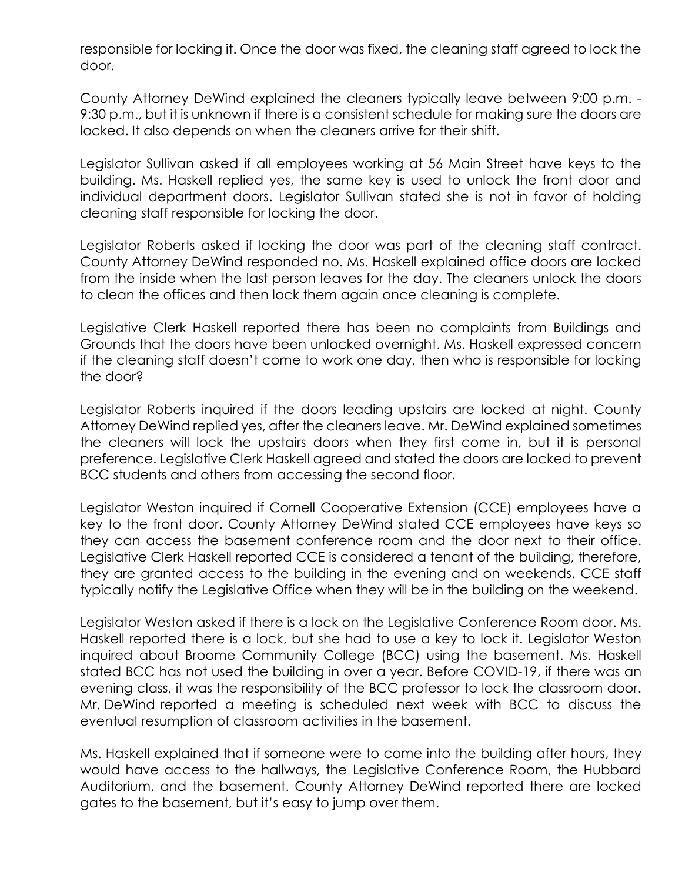responsible for locking it. Once the door was fixed, the cleaning staff agreed to lock the door.

County Attorney DeWind explained the cleaners typically leave between 9:00 p.m. - 9:30 p.m., but it is unknown if there is a consistent schedule for making sure the doors are locked. It also depends on when the cleaners arrive for their shift.

Legislator Sullivan asked if all employees working at 56 Main Street have keys to the building. Ms. Haskell replied yes, the same key is used to unlock the front door and individual department doors. Legislator Sullivan stated she is not in favor of holding cleaning staff responsible for locking the door.

Legislator Roberts asked if locking the door was part of the cleaning staff contract. County Attorney DeWind responded no. Ms. Haskell explained office doors are locked from the inside when the last person leaves for the day. The cleaners unlock the doors to clean the offices and then lock them again once cleaning is complete.

Legislative Clerk Haskell reported there has been no complaints from Buildings and Grounds that the doors have been unlocked overnight. Ms. Haskell expressed concern if the cleaning staff doesn't come to work one day, then who is responsible for locking the door?

Legislator Roberts inquired if the doors leading upstairs are locked at night. County Attorney DeWind replied yes, after the cleaners leave. Mr. DeWind explained sometimes the cleaners will lock the upstairs doors when they first come in, but it is personal preference. Legislative Clerk Haskell agreed and stated the doors are locked to prevent BCC students and others from accessing the second floor.

Legislator Weston inquired if Cornell Cooperative Extension (CCE) employees have a key to the front door. County Attorney DeWind stated CCE employees have keys so they can access the basement conference room and the door next to their office. Legislative Clerk Haskell reported CCE is considered a tenant of the building, therefore, they are granted access to the building in the evening and on weekends. CCE staff typically notify the Legislative Office when they will be in the building on the weekend.

Legislator Weston asked if there is a lock on the Legislative Conference Room door. Ms. Haskell reported there is a lock, but she had to use a key to lock it. Legislator Weston inquired about Broome Community College (BCC) using the basement. Ms. Haskell stated BCC has not used the building in over a year. Before COVID-19, if there was an evening class, it was the responsibility of the BCC professor to lock the classroom door. Mr. DeWind reported a meeting is scheduled next week with BCC to discuss the eventual resumption of classroom activities in the basement.

Ms. Haskell explained that if someone were to come into the building after hours, they would have access to the hallways, the Legislative Conference Room, the Hubbard Auditorium, and the basement. County Attorney DeWind reported there are locked gates to the basement, but it's easy to jump over them.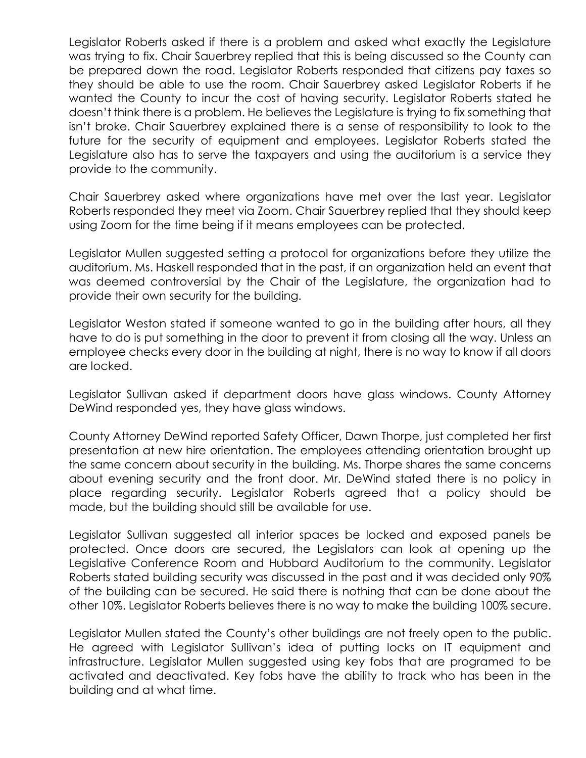Legislator Roberts asked if there is a problem and asked what exactly the Legislature was trying to fix. Chair Sauerbrey replied that this is being discussed so the County can be prepared down the road. Legislator Roberts responded that citizens pay taxes so they should be able to use the room. Chair Sauerbrey asked Legislator Roberts if he wanted the County to incur the cost of having security. Legislator Roberts stated he doesn't think there is a problem. He believes the Legislature is trying to fix something that isn't broke. Chair Sauerbrey explained there is a sense of responsibility to look to the future for the security of equipment and employees. Legislator Roberts stated the Legislature also has to serve the taxpayers and using the auditorium is a service they provide to the community.

Chair Sauerbrey asked where organizations have met over the last year. Legislator Roberts responded they meet via Zoom. Chair Sauerbrey replied that they should keep using Zoom for the time being if it means employees can be protected.

Legislator Mullen suggested setting a protocol for organizations before they utilize the auditorium. Ms. Haskell responded that in the past, if an organization held an event that was deemed controversial by the Chair of the Legislature, the organization had to provide their own security for the building.

Legislator Weston stated if someone wanted to go in the building after hours, all they have to do is put something in the door to prevent it from closing all the way. Unless an employee checks every door in the building at night, there is no way to know if all doors are locked.

Legislator Sullivan asked if department doors have glass windows. County Attorney DeWind responded yes, they have glass windows.

County Attorney DeWind reported Safety Officer, Dawn Thorpe, just completed her first presentation at new hire orientation. The employees attending orientation brought up the same concern about security in the building. Ms. Thorpe shares the same concerns about evening security and the front door. Mr. DeWind stated there is no policy in place regarding security. Legislator Roberts agreed that a policy should be made, but the building should still be available for use.

Legislator Sullivan suggested all interior spaces be locked and exposed panels be protected. Once doors are secured, the Legislators can look at opening up the Legislative Conference Room and Hubbard Auditorium to the community. Legislator Roberts stated building security was discussed in the past and it was decided only 90% of the building can be secured. He said there is nothing that can be done about the other 10%. Legislator Roberts believes there is no way to make the building 100% secure.

Legislator Mullen stated the County's other buildings are not freely open to the public. He agreed with Legislator Sullivan's idea of putting locks on IT equipment and infrastructure. Legislator Mullen suggested using key fobs that are programed to be activated and deactivated. Key fobs have the ability to track who has been in the building and at what time.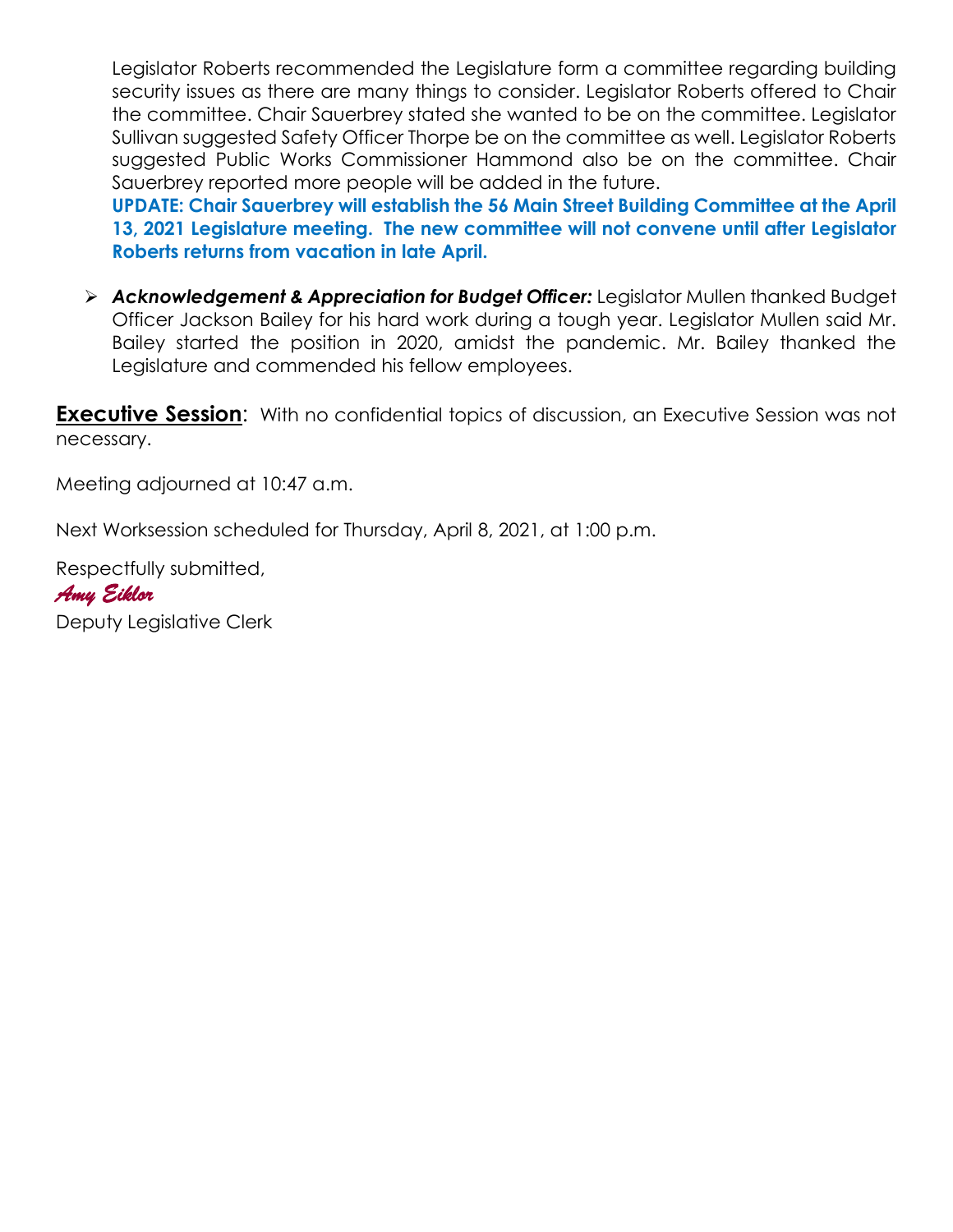Legislator Roberts recommended the Legislature form a committee regarding building security issues as there are many things to consider. Legislator Roberts offered to Chair the committee. Chair Sauerbrey stated she wanted to be on the committee. Legislator Sullivan suggested Safety Officer Thorpe be on the committee as well. Legislator Roberts suggested Public Works Commissioner Hammond also be on the committee. Chair Sauerbrey reported more people will be added in the future.
**UPDATE: Chair Sauerbrey will establish the 56 Main Street Building Committee at the April 13, 2021 Legislature meeting. The new committee will not convene until after Legislator Roberts returns from vacation in late April.**

- ***Acknowledgement & Appreciation for Budget Officer:*** Legislator Mullen thanked Budget Officer Jackson Bailey for his hard work during a tough year. Legislator Mullen said Mr. Bailey started the position in 2020, amidst the pandemic. Mr. Bailey thanked the Legislature and commended his fellow employees.

**Executive Session**: With no confidential topics of discussion, an Executive Session was not necessary.

Meeting adjourned at 10:47 a.m.

Next Worksession scheduled for Thursday, April 8, 2021, at 1:00 p.m.

Respectfully submitted,

*Amy Eiklor*

Deputy Legislative Clerk